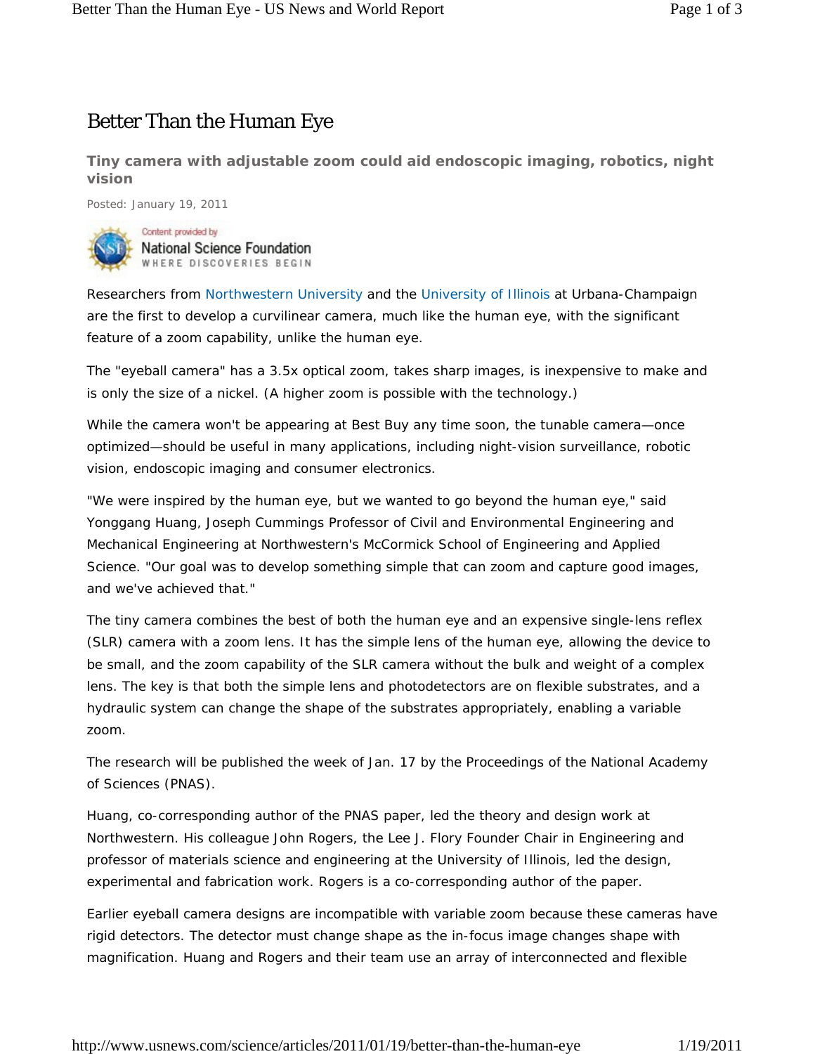# Better Than the Human Eye

**Tiny camera with adjustable zoom could aid endoscopic imaging, robotics, night vision**

Posted: January 19, 2011

Content provided by
National Science Foundation
WHERE DISCOVERIES BEGIN

Researchers from Northwestern University and the University of Illinois at Urbana-Champaign are the first to develop a curvilinear camera, much like the human eye, with the significant feature of a zoom capability, unlike the human eye.

The "eyeball camera" has a 3.5x optical zoom, takes sharp images, is inexpensive to make and is only the size of a nickel. (A higher zoom is possible with the technology.)

While the camera won't be appearing at Best Buy any time soon, the tunable camera—once optimized—should be useful in many applications, including night-vision surveillance, robotic vision, endoscopic imaging and consumer electronics.

"We were inspired by the human eye, but we wanted to go beyond the human eye," said Yonggang Huang, Joseph Cummings Professor of Civil and Environmental Engineering and Mechanical Engineering at Northwestern's McCormick School of Engineering and Applied Science. "Our goal was to develop something simple that can zoom and capture good images, and we've achieved that."

The tiny camera combines the best of both the human eye and an expensive single-lens reflex (SLR) camera with a zoom lens. It has the simple lens of the human eye, allowing the device to be small, and the zoom capability of the SLR camera without the bulk and weight of a complex lens. The key is that both the simple lens and photodetectors are on flexible substrates, and a hydraulic system can change the shape of the substrates appropriately, enabling a variable zoom.

The research will be published the week of Jan. 17 by the Proceedings of the National Academy of Sciences (PNAS).

Huang, co-corresponding author of the PNAS paper, led the theory and design work at Northwestern. His colleague John Rogers, the Lee J. Flory Founder Chair in Engineering and professor of materials science and engineering at the University of Illinois, led the design, experimental and fabrication work. Rogers is a co-corresponding author of the paper.

Earlier eyeball camera designs are incompatible with variable zoom because these cameras have rigid detectors. The detector must change shape as the in-focus image changes shape with magnification. Huang and Rogers and their team use an array of interconnected and flexible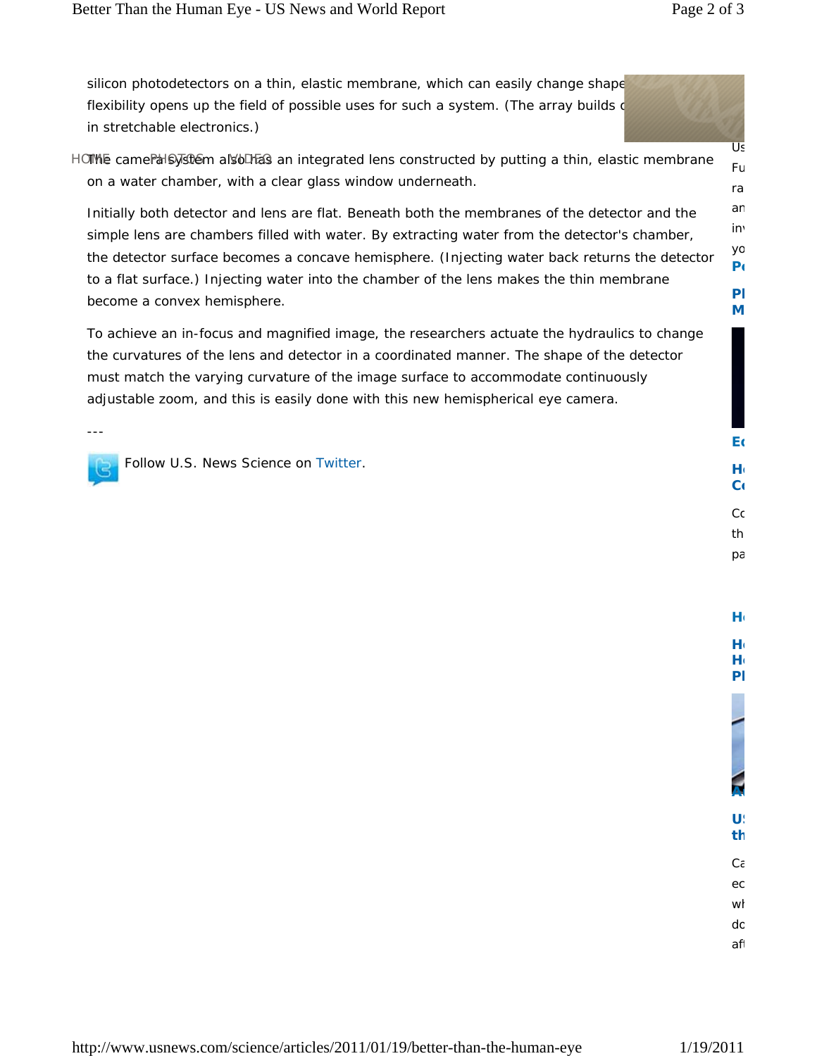silicon photodetectors on a thin, elastic membrane, which can easily change shape flexibility opens up the field of possible uses for such a system. (The array builds in stretchable electronics.)

The camera system also has an integrated lens constructed by putting a thin, elastic membrane on a water chamber, with a clear glass window underneath.

Initially both detector and lens are flat. Beneath both the membranes of the detector and the simple lens are chambers filled with water. By extracting water from the detector's chamber, the detector surface becomes a concave hemisphere. (Injecting water back returns the detector to a flat surface.) Injecting water into the chamber of the lens makes the thin membrane become a convex hemisphere.

To achieve an in-focus and magnified image, the researchers actuate the hydraulics to change the curvatures of the lens and detector in a coordinated manner. The shape of the detector must match the varying curvature of the image surface to accommodate continuously adjustable zoom, and this is easily done with this new hemispherical eye camera.

---

Follow U.S. News Science on Twitter.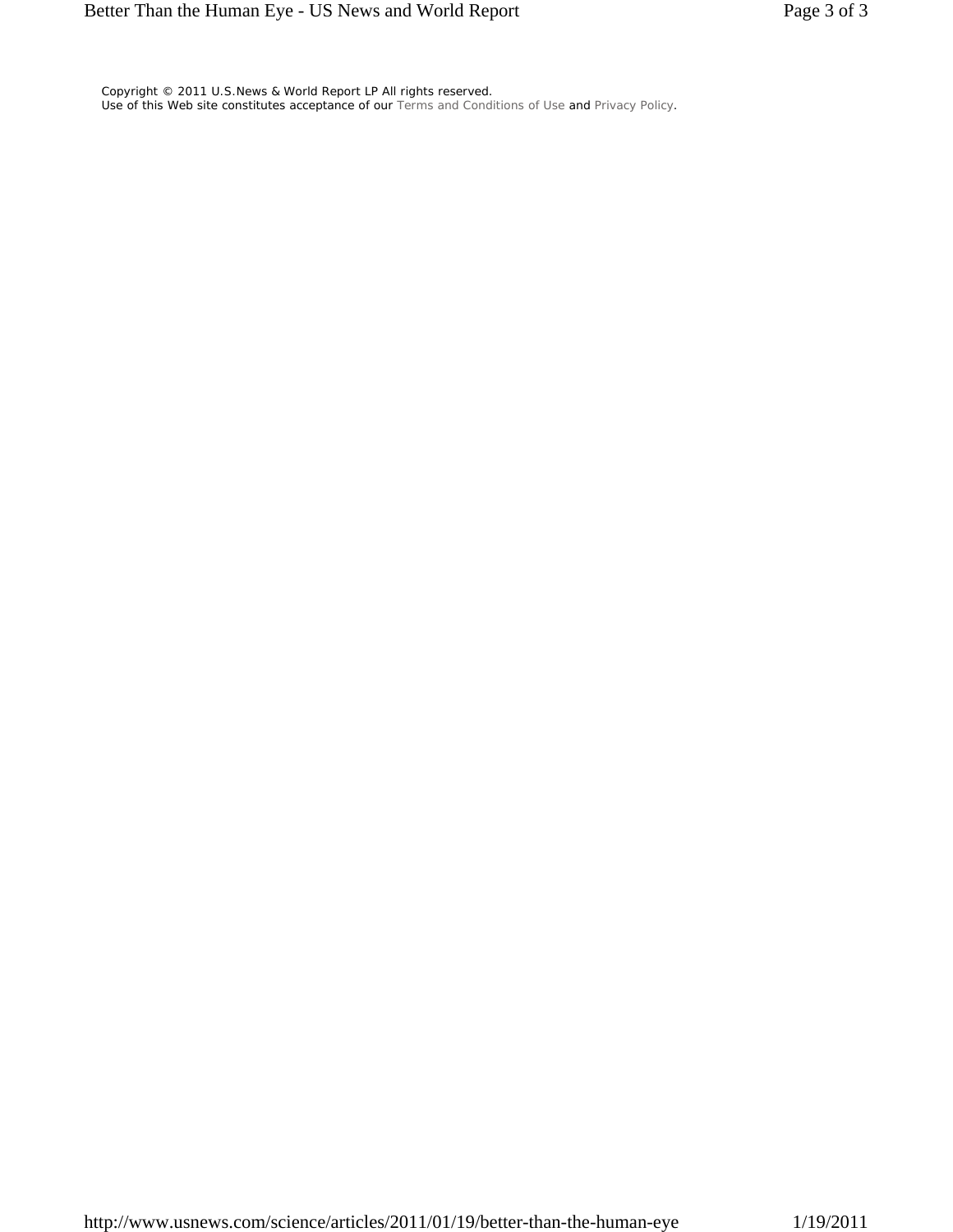Copyright © 2011 U.S.News & World Report LP All rights reserved.
Use of this Web site constitutes acceptance of our Terms and Conditions of Use and Privacy Policy.